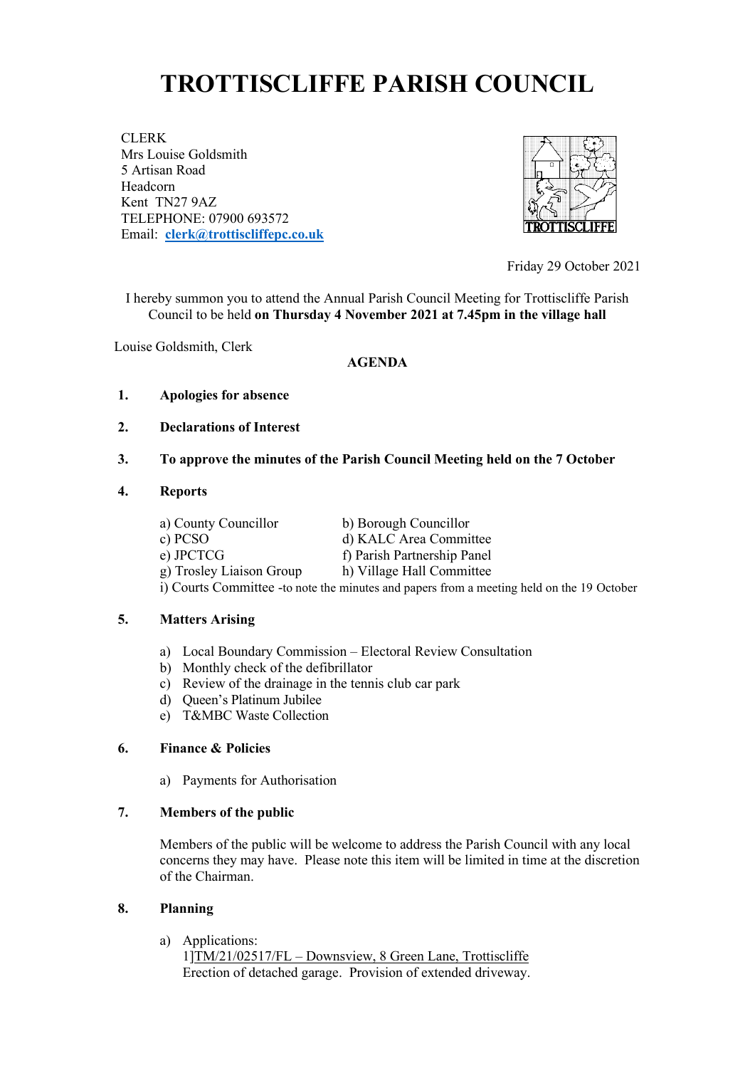# TROTTISCLIFFE PARISH COUNCIL

CLERK
Mrs Louise Goldsmith
5 Artisan Road
Headcorn
Kent TN27 9AZ
TELEPHONE: 07900 693572
Email: **clerk@trottiscliffepc.co.uk**

Friday 29 October 2021

I hereby summon you to attend the Annual Parish Council Meeting for Trottiscliffe Parish Council to be held **on Thursday 4 November 2021 at 7.45pm in the village hall**

Louise Goldsmith, Clerk

**AGENDA**

1. **Apologies for absence**

2. **Declarations of Interest**

3. **To approve the minutes of the Parish Council Meeting held on the 7 October**

4. **Reports**

   a) County Councillor
   b) Borough Councillor
   c) PCSO
   d) KALC Area Committee
   e) JPCTCG
   f) Parish Partnership Panel
   g) Trosley Liaison Group
   h) Village Hall Committee
   i) Courts Committee -to note the minutes and papers from a meeting held on the 19 October

5. **Matters Arising**

   a) Local Boundary Commission – Electoral Review Consultation
   b) Monthly check of the defibrillator
   c) Review of the drainage in the tennis club car park
   d) Queen's Platinum Jubilee
   e) T&MBC Waste Collection

6. **Finance & Policies**

   a) Payments for Authorisation

7. **Members of the public**

   Members of the public will be welcome to address the Parish Council with any local concerns they may have. Please note this item will be limited in time at the discretion of the Chairman.

8. **Planning**

   a) Applications:
   1]TM/21/02517/FL – Downsview, 8 Green Lane, Trottiscliffe
   Erection of detached garage. Provision of extended driveway.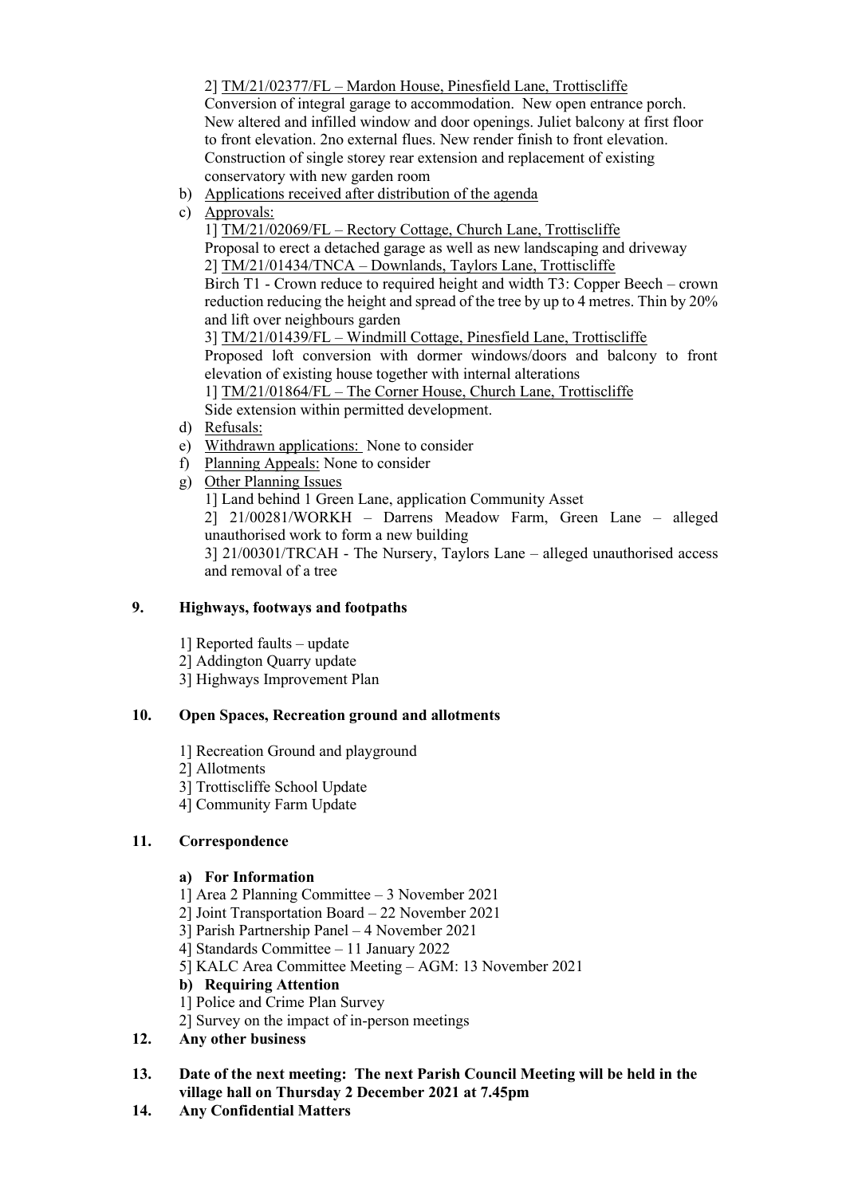2] TM/21/02377/FL – Mardon House, Pinesfield Lane, Trottiscliffe
Conversion of integral garage to accommodation. New open entrance porch. New altered and infilled window and door openings. Juliet balcony at first floor to front elevation. 2no external flues. New render finish to front elevation. Construction of single storey rear extension and replacement of existing conservatory with new garden room

b) Applications received after distribution of the agenda
c) Approvals:
1] TM/21/02069/FL – Rectory Cottage, Church Lane, Trottiscliffe
Proposal to erect a detached garage as well as new landscaping and driveway
2] TM/21/01434/TNCA – Downlands, Taylors Lane, Trottiscliffe
Birch T1 - Crown reduce to required height and width T3: Copper Beech – crown reduction reducing the height and spread of the tree by up to 4 metres. Thin by 20% and lift over neighbours garden
3] TM/21/01439/FL – Windmill Cottage, Pinesfield Lane, Trottiscliffe
Proposed loft conversion with dormer windows/doors and balcony to front elevation of existing house together with internal alterations
1] TM/21/01864/FL – The Corner House, Church Lane, Trottiscliffe
Side extension within permitted development.
d) Refusals:
e) Withdrawn applications: None to consider
f) Planning Appeals: None to consider
g) Other Planning Issues
1] Land behind 1 Green Lane, application Community Asset
2] 21/00281/WORKH – Darrens Meadow Farm, Green Lane – alleged unauthorised work to form a new building
3] 21/00301/TRCAH - The Nursery, Taylors Lane – alleged unauthorised access and removal of a tree

**9. Highways, footways and footpaths**

1] Reported faults – update
2] Addington Quarry update
3] Highways Improvement Plan

**10. Open Spaces, Recreation ground and allotments**

1] Recreation Ground and playground
2] Allotments
3] Trottiscliffe School Update
4] Community Farm Update

**11. Correspondence**

**a) For Information**
1] Area 2 Planning Committee – 3 November 2021
2] Joint Transportation Board – 22 November 2021
3] Parish Partnership Panel – 4 November 2021
4] Standards Committee – 11 January 2022
5] KALC Area Committee Meeting – AGM: 13 November 2021

**b) Requiring Attention**
1] Police and Crime Plan Survey
2] Survey on the impact of in-person meetings

**12. Any other business**

**13. Date of the next meeting: The next Parish Council Meeting will be held in the village hall on Thursday 2 December 2021 at 7.45pm**

**14. Any Confidential Matters**